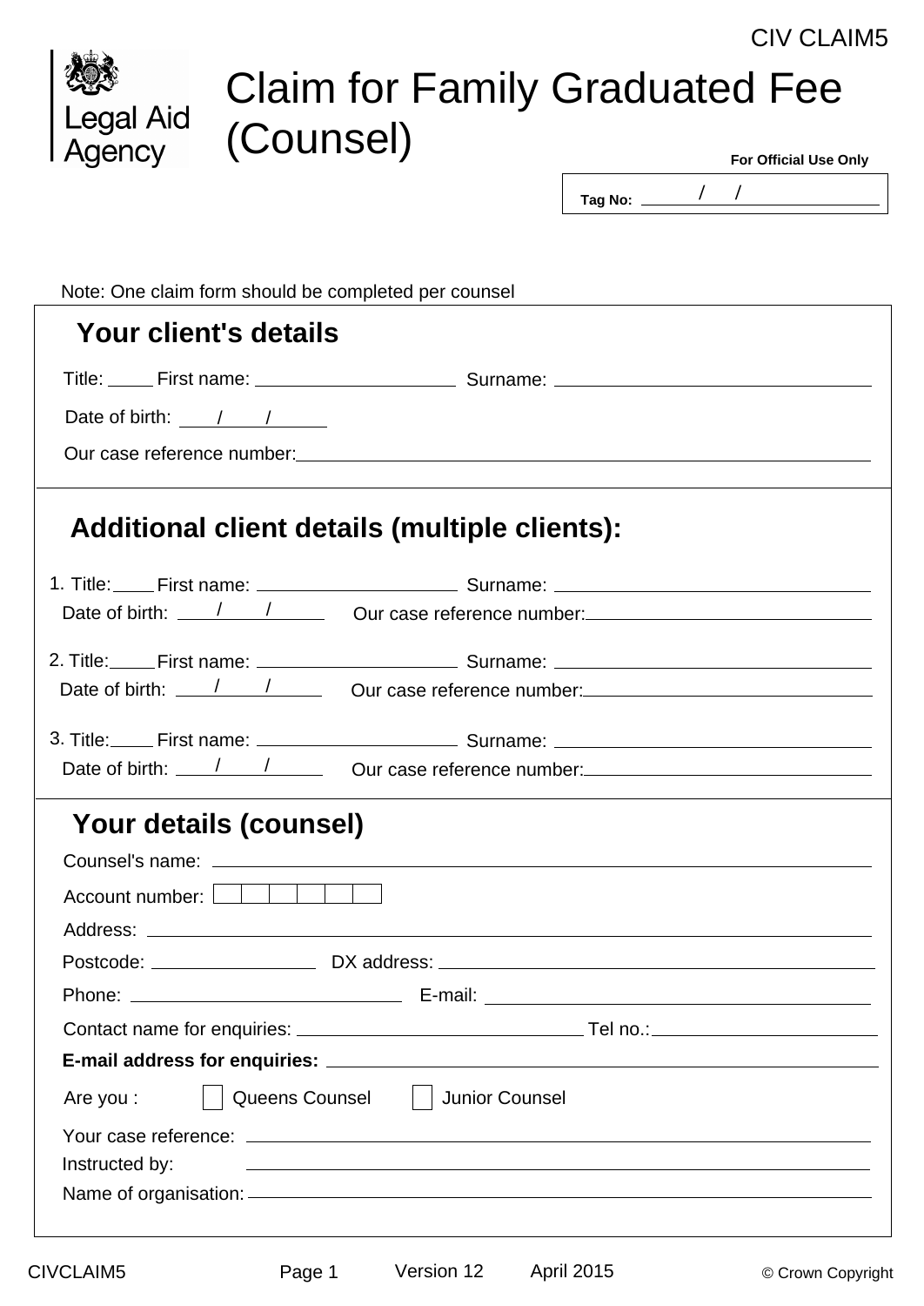CIV CLAIM5

Legal Aid Agency

# Claim for Family Graduated Fee (Counsel)

**For Official Use Only**

**Tag No:** ______ / ___ / ______

Note: One claim form should be completed per counsel

## Your client's details

Title: _____ First name: ____________________ Surname: ________________________________

Date of birth: ____ / ____ / ______

Our case reference number: ____________________________________________________________

## Additional client details (multiple clients):

1. Title: _____ First name: ____________________ Surname: ________________________________
   Date of birth: ____ / ____ / ______ Our case reference number: ____________________________

2. Title: _____ First name: ____________________ Surname: ________________________________
   Date of birth: ____ / ____ / ______ Our case reference number: ____________________________

3. Title: _____ First name: ____________________ Surname: ________________________________
   Date of birth: ____ / ____ / ______ Our case reference number: ____________________________

## Your details (counsel)

Counsel's name: ____________________________________________________________

Account number: [ ][ ][ ][ ][ ][ ]

Address: ____________________________________________________________

Postcode: ________________ DX address: ____________________________________________

Phone: ____________________________ E-mail: ____________________________________

Contact name for enquiries: ______________________________ Tel no.: ______________________

**E-mail address for enquiries:** ______________________________________________

Are you : ☐ Queens Counsel ☐ Junior Counsel

Your case reference: ____________________________________________________________

Instructed by: ____________________________________________________________

Name of organisation: ____________________________________________________________

CIVCLAIM5 Version 12 April 2015 © Crown Copyright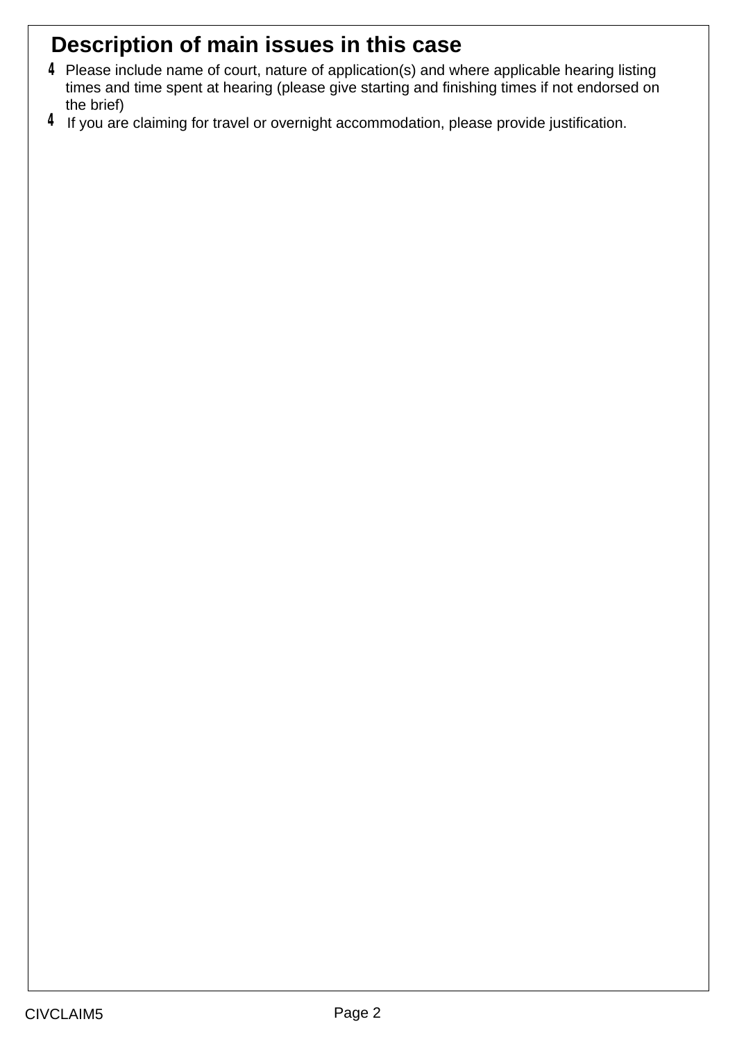## Description of main issues in this case

- Please include name of court, nature of application(s) and where applicable hearing listing times and time spent at hearing (please give starting and finishing times if not endorsed on the brief)
- If you are claiming for travel or overnight accommodation, please provide justification.

CIVCLAIM5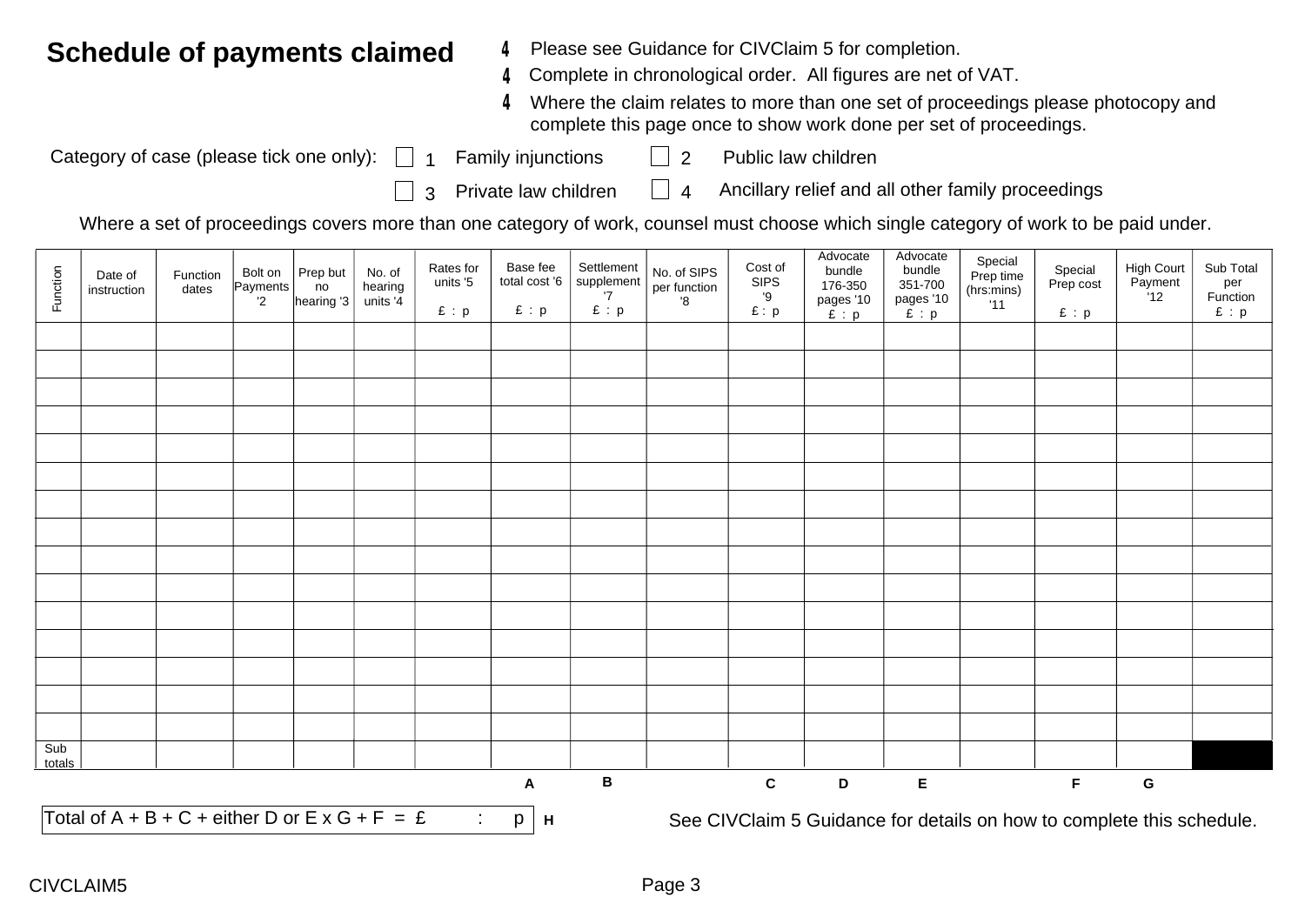## Schedule of payments claimed

- Please see Guidance for CIVClaim 5 for completion.
- Complete in chronological order. All figures are net of VAT.
- Where the claim relates to more than one set of proceedings please photocopy and complete this page once to show work done per set of proceedings.

Category of case (please tick one only):

☐ 1 Family injunctions ☐ 2 Public law children

☐ 3 Private law children ☐ 4 Ancillary relief and all other family proceedings

Where a set of proceedings covers more than one category of work, counsel must choose which single category of work to be paid under.

| Function | Date of instruction | Function dates | Bolt on Payments '2 | Prep but no hearing '3 | No. of hearing units '4 | Rates for units '5 £ : p | Base fee total cost '6 £ : p | Settlement supplement '7 £ : p | No. of SIPS per function '8 | Cost of SIPS '9 £ : p | Advocate bundle 176-350 pages '10 £ : p | Advocate bundle 351-700 pages '10 £ : p | Special Prep time (hrs:mins) '11 | Special Prep cost £ : p | High Court Payment '12 | Sub Total per Function £ : p |
|---|---|---|---|---|---|---|---|---|---|---|---|---|---|---|---|---|
| | | | | | | | | | | | | | | | | |
| | | | | | | | | | | | | | | | | |
| | | | | | | | | | | | | | | | | |
| | | | | | | | | | | | | | | | | |
| | | | | | | | | | | | | | | | | |
| | | | | | | | | | | | | | | | | |
| | | | | | | | | | | | | | | | | |
| | | | | | | | | | | | | | | | | |
| | | | | | | | | | | | | | | | | |
| | | | | | | | | | | | | | | | | |
| | | | | | | | | | | | | | | | | |
| | | | | | | | | | | | | | | | | |
| | | | | | | | | | | | | | | | | |
| | | | | | | | | | | | | | | | | |
| | | | | | | | | | | | | | | | | |
| Sub totals | | | | | | | | | | | | | | | | |
| | | | | | | | A | B | | C | D | E | | F | G | |

Total of A + B + C + either D or E x G + F = £ : p **H**

See CIVClaim 5 Guidance for details on how to complete this schedule.

CIVCLAIM5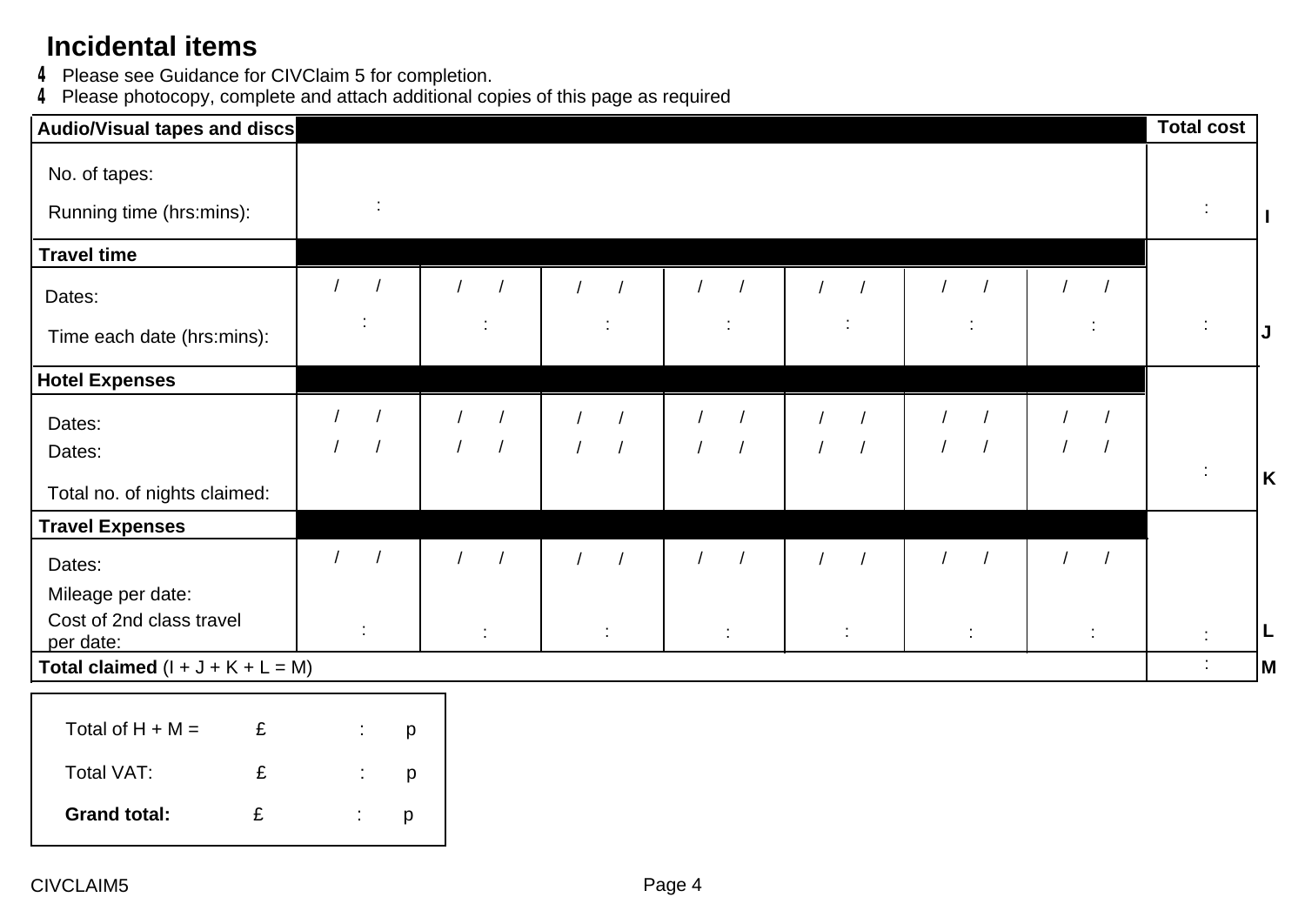## Incidental items

- Please see Guidance for CIVClaim 5 for completion.
- Please photocopy, complete and attach additional copies of this page as required

| Audio/Visual tapes and discs | | | | | | | | Total cost | |
|---|---|---|---|---|---|---|---|---|---|
| No. of tapes: | | | | | | | | | |
| Running time (hrs:mins): | : | | | | | | | : | I |
| **Travel time** | | | | | | | | | |
| Dates: | / / | / / | / / | / / | / / | / / | / / | | |
| Time each date (hrs:mins): | : | : | : | : | : | : | : | : | J |
| **Hotel Expenses** | | | | | | | | | |
| Dates: | / / | / / | / / | / / | / / | / / | / / | | |
| Dates: | / / | / / | / / | / / | / / | / / | / / | | |
| Total no. of nights claimed: | | | | | | | | : | K |
| **Travel Expenses** | | | | | | | | | |
| Dates: | / / | / / | / / | / / | / / | / / | / / | | |
| Mileage per date: | | | | | | | | | |
| Cost of 2nd class travel per date: | : | : | : | : | : | : | : | : | L |
| **Total claimed** (I + J + K + L = M) | | | | | | | | : | M |

| | | | |
|---|---|---|---|
| Total of H + M = | £ | : | p |
| Total VAT: | £ | : | p |
| **Grand total:** | £ | : | p |

CIVCLAIM5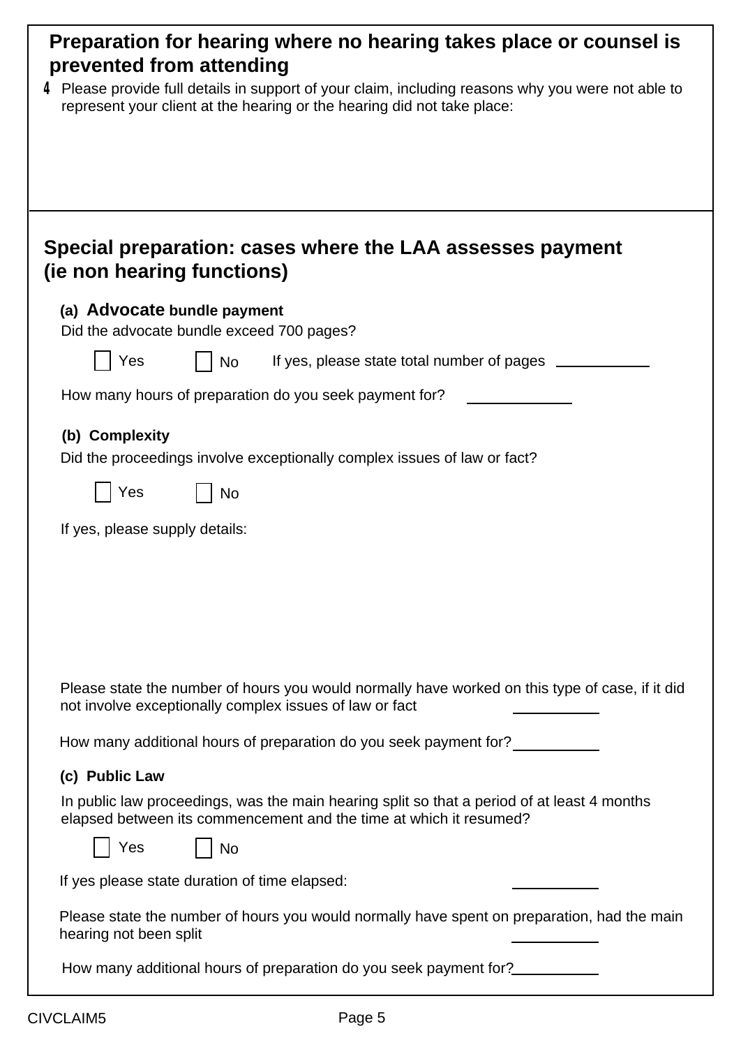## Preparation for hearing where no hearing takes place or counsel is prevented from attending

4 Please provide full details in support of your claim, including reasons why you were not able to represent your client at the hearing or the hearing did not take place:

## Special preparation: cases where the LAA assesses payment (ie non hearing functions)

**(a) Advocate bundle payment**

Did the advocate bundle exceed 700 pages?

☐ Yes ☐ No If yes, please state total number of pages ____________

How many hours of preparation do you seek payment for? ____________

**(b) Complexity**

Did the proceedings involve exceptionally complex issues of law or fact?

☐ Yes ☐ No

If yes, please supply details:

Please state the number of hours you would normally have worked on this type of case, if it did not involve exceptionally complex issues of law or fact ____________

How many additional hours of preparation do you seek payment for? ____________

**(c) Public Law**

In public law proceedings, was the main hearing split so that a period of at least 4 months elapsed between its commencement and the time at which it resumed?

☐ Yes ☐ No

If yes please state duration of time elapsed: ____________

Please state the number of hours you would normally have spent on preparation, had the main hearing not been split ____________

How many additional hours of preparation do you seek payment for? ____________

CIVCLAIM5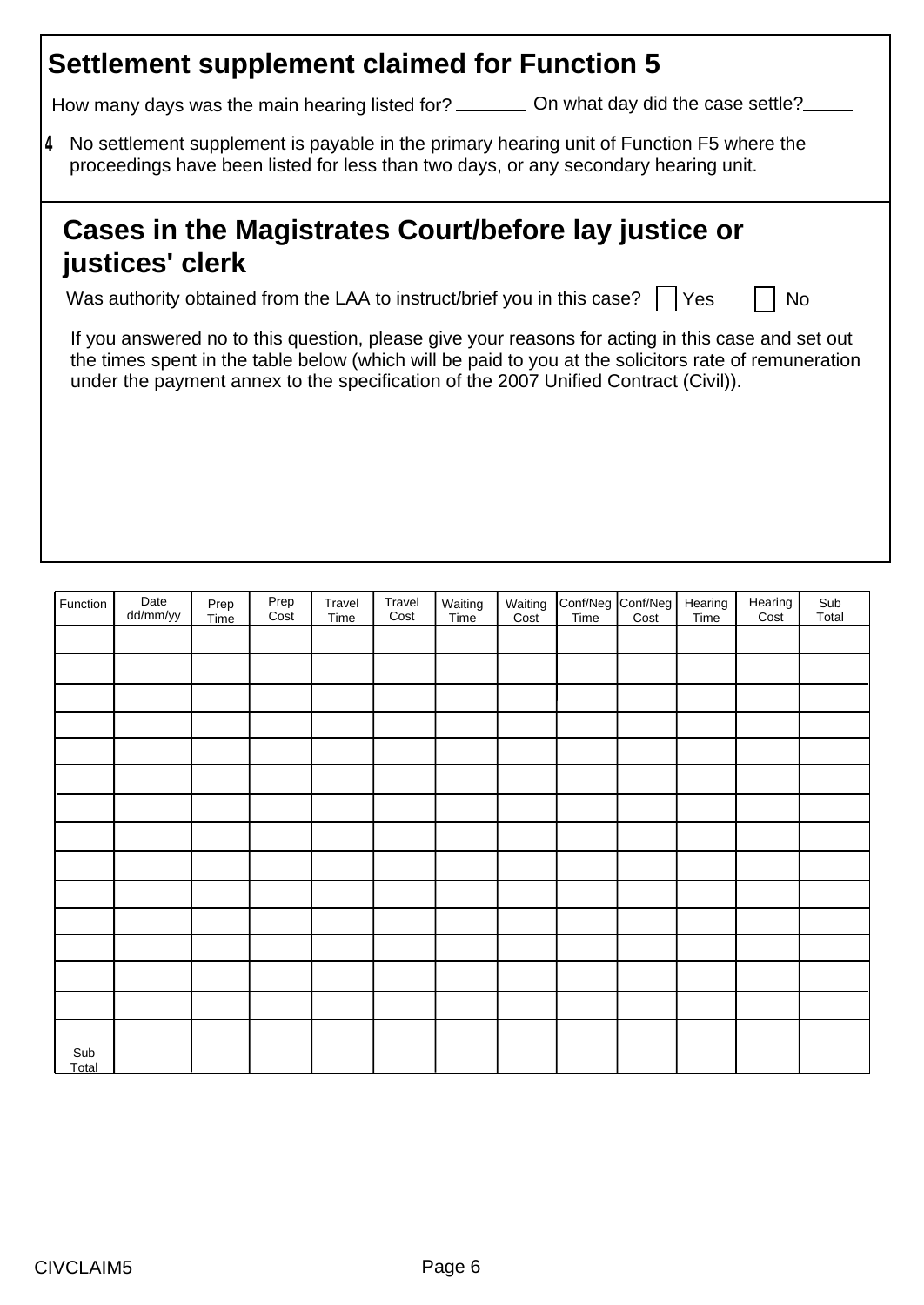## Settlement supplement claimed for Function 5

How many days was the main hearing listed for? _______ On what day did the case settle? _____

4 No settlement supplement is payable in the primary hearing unit of Function F5 where the proceedings have been listed for less than two days, or any secondary hearing unit.

## Cases in the Magistrates Court/before lay justice or justices' clerk

Was authority obtained from the LAA to instruct/brief you in this case? ☐ Yes ☐ No

If you answered no to this question, please give your reasons for acting in this case and set out the times spent in the table below (which will be paid to you at the solicitors rate of remuneration under the payment annex to the specification of the 2007 Unified Contract (Civil)).

| Function | Date dd/mm/yy | Prep Time | Prep Cost | Travel Time | Travel Cost | Waiting Time | Waiting Cost | Conf/Neg Time | Conf/Neg Cost | Hearing Time | Hearing Cost | Sub Total |
|---|---|---|---|---|---|---|---|---|---|---|---|---|
| | | | | | | | | | | | | |
| | | | | | | | | | | | | |
| | | | | | | | | | | | | |
| | | | | | | | | | | | | |
| | | | | | | | | | | | | |
| | | | | | | | | | | | | |
| | | | | | | | | | | | | |
| | | | | | | | | | | | | |
| | | | | | | | | | | | | |
| | | | | | | | | | | | | |
| | | | | | | | | | | | | |
| | | | | | | | | | | | | |
| | | | | | | | | | | | | |
| | | | | | | | | | | | | |
| | | | | | | | | | | | | |
| Sub Total | | | | | | | | | | | | |

CIVCLAIM5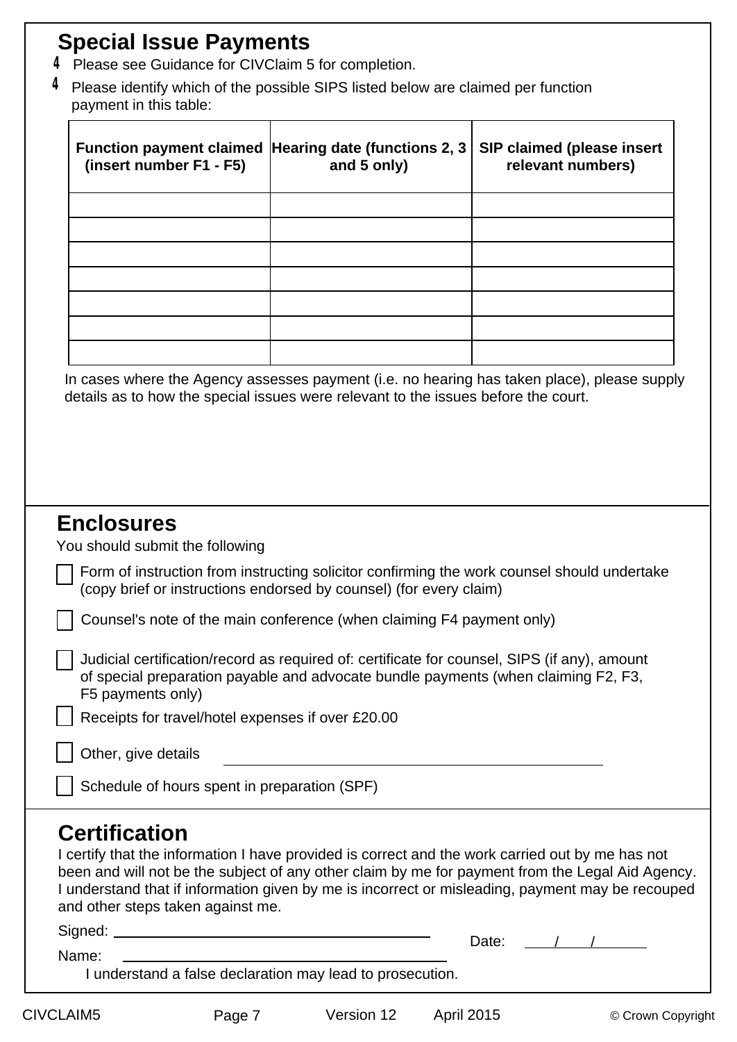## Special Issue Payments

- Please see Guidance for CIVClaim 5 for completion.
- Please identify which of the possible SIPS listed below are claimed per function payment in this table:

| Function payment claimed (insert number F1 - F5) | Hearing date (functions 2, 3 and 5 only) | SIP claimed (please insert relevant numbers) |
| --- | --- | --- |
| | | |
| | | |
| | | |
| | | |
| | | |
| | | |
| | | |

In cases where the Agency assesses payment (i.e. no hearing has taken place), please supply details as to how the special issues were relevant to the issues before the court.

## Enclosures

You should submit the following

- ☐ Form of instruction from instructing solicitor confirming the work counsel should undertake (copy brief or instructions endorsed by counsel) (for every claim)
- ☐ Counsel's note of the main conference (when claiming F4 payment only)
- ☐ Judicial certification/record as required of: certificate for counsel, SIPS (if any), amount of special preparation payable and advocate bundle payments (when claiming F2, F3, F5 payments only)
- ☐ Receipts for travel/hotel expenses if over £20.00
- ☐ Other, give details ______________________________
- ☐ Schedule of hours spent in preparation (SPF)

## Certification

I certify that the information I have provided is correct and the work carried out by me has not been and will not be the subject of any other claim by me for payment from the Legal Aid Agency. I understand that if information given by me is incorrect or misleading, payment may be recouped and other steps taken against me.

Signed: ______________________________

Name: ______________________________

Date: ____/____/______

I understand a false declaration may lead to prosecution.

CIVCLAIM5 Version 12 April 2015 © Crown Copyright